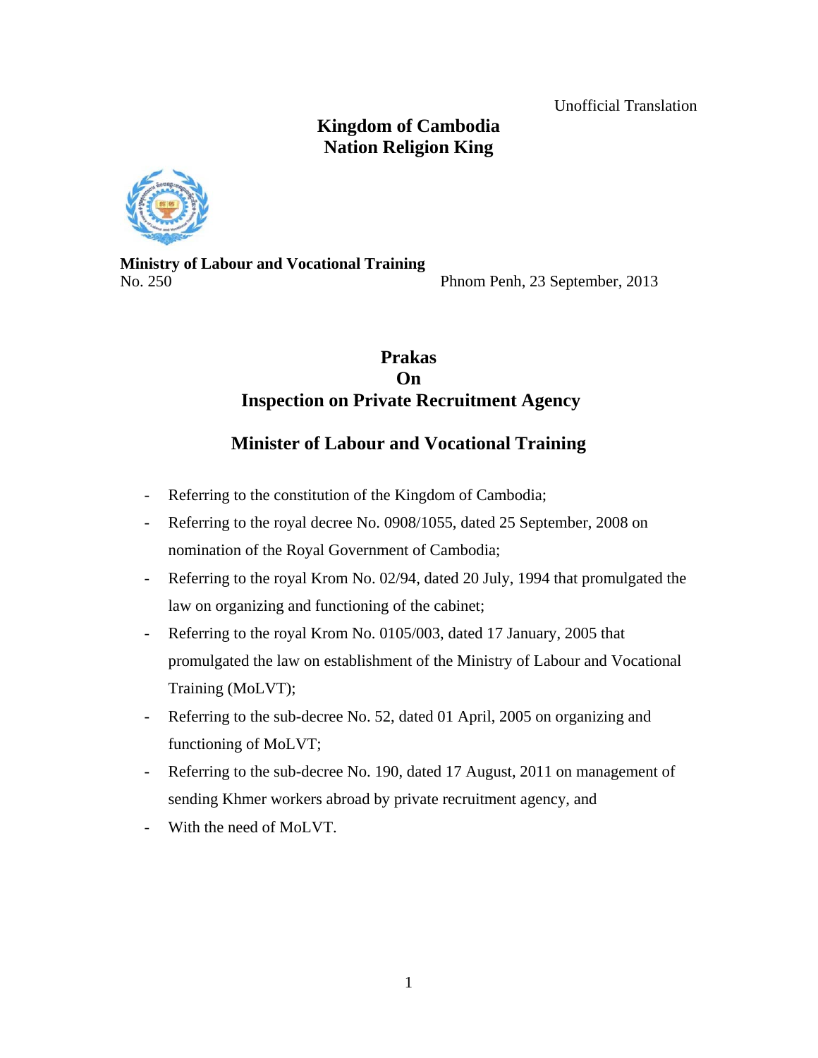Unofficial Translation

**Kingdom of Cambodia**
**Nation Religion King**

**Ministry of Labour and Vocational Training**
No. 250 Phnom Penh, 23 September, 2013

# Prakas
# On
# Inspection on Private Recruitment Agency

## Minister of Labour and Vocational Training

- Referring to the constitution of the Kingdom of Cambodia;
- Referring to the royal decree No. 0908/1055, dated 25 September, 2008 on nomination of the Royal Government of Cambodia;
- Referring to the royal Krom No. 02/94, dated 20 July, 1994 that promulgated the law on organizing and functioning of the cabinet;
- Referring to the royal Krom No. 0105/003, dated 17 January, 2005 that promulgated the law on establishment of the Ministry of Labour and Vocational Training (MoLVT);
- Referring to the sub-decree No. 52, dated 01 April, 2005 on organizing and functioning of MoLVT;
- Referring to the sub-decree No. 190, dated 17 August, 2011 on management of sending Khmer workers abroad by private recruitment agency, and
- With the need of MoLVT.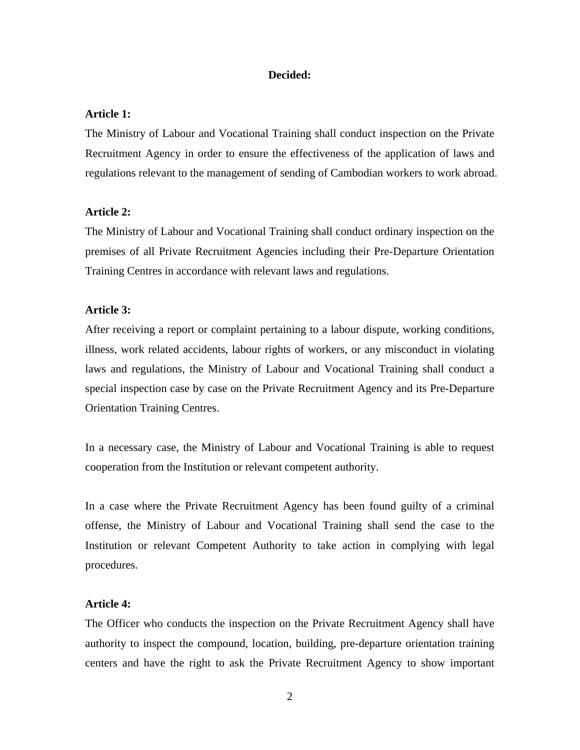**Decided:**

**Article 1:**

The Ministry of Labour and Vocational Training shall conduct inspection on the Private Recruitment Agency in order to ensure the effectiveness of the application of laws and regulations relevant to the management of sending of Cambodian workers to work abroad.

**Article 2:**

The Ministry of Labour and Vocational Training shall conduct ordinary inspection on the premises of all Private Recruitment Agencies including their Pre-Departure Orientation Training Centres in accordance with relevant laws and regulations.

**Article 3:**

After receiving a report or complaint pertaining to a labour dispute, working conditions, illness, work related accidents, labour rights of workers, or any misconduct in violating laws and regulations, the Ministry of Labour and Vocational Training shall conduct a special inspection case by case on the Private Recruitment Agency and its Pre-Departure Orientation Training Centres.

In a necessary case, the Ministry of Labour and Vocational Training is able to request cooperation from the Institution or relevant competent authority.

In a case where the Private Recruitment Agency has been found guilty of a criminal offense, the Ministry of Labour and Vocational Training shall send the case to the Institution or relevant Competent Authority to take action in complying with legal procedures.

**Article 4:**

The Officer who conducts the inspection on the Private Recruitment Agency shall have authority to inspect the compound, location, building, pre-departure orientation training centers and have the right to ask the Private Recruitment Agency to show important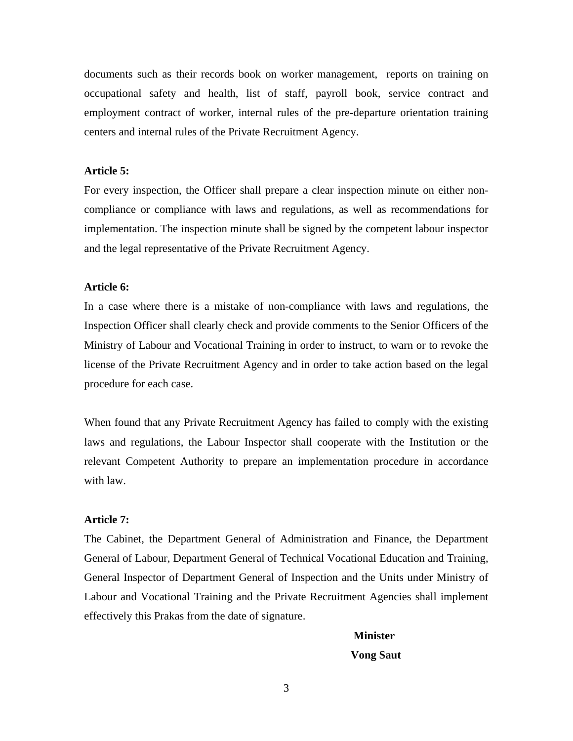documents such as their records book on worker management, reports on training on occupational safety and health, list of staff, payroll book, service contract and employment contract of worker, internal rules of the pre-departure orientation training centers and internal rules of the Private Recruitment Agency.

**Article 5:**

For every inspection, the Officer shall prepare a clear inspection minute on either non-compliance or compliance with laws and regulations, as well as recommendations for implementation. The inspection minute shall be signed by the competent labour inspector and the legal representative of the Private Recruitment Agency.

**Article 6:**

In a case where there is a mistake of non-compliance with laws and regulations, the Inspection Officer shall clearly check and provide comments to the Senior Officers of the Ministry of Labour and Vocational Training in order to instruct, to warn or to revoke the license of the Private Recruitment Agency and in order to take action based on the legal procedure for each case.

When found that any Private Recruitment Agency has failed to comply with the existing laws and regulations, the Labour Inspector shall cooperate with the Institution or the relevant Competent Authority to prepare an implementation procedure in accordance with law.

**Article 7:**

The Cabinet, the Department General of Administration and Finance, the Department General of Labour, Department General of Technical Vocational Education and Training, General Inspector of Department General of Inspection and the Units under Ministry of Labour and Vocational Training and the Private Recruitment Agencies shall implement effectively this Prakas from the date of signature.

**Minister**

**Vong Saut**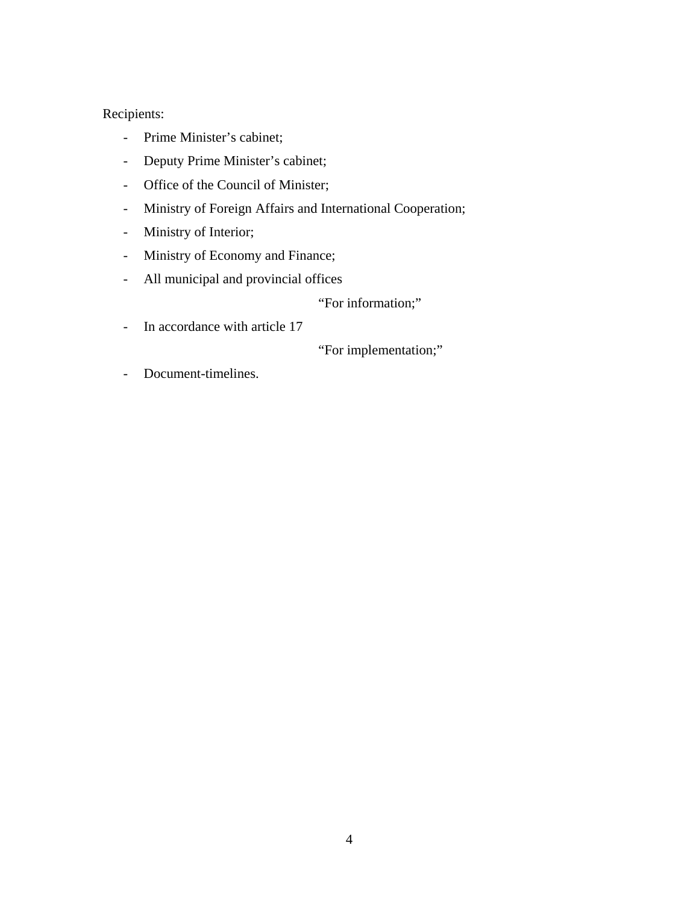Recipients:

- Prime Minister’s cabinet;
- Deputy Prime Minister’s cabinet;
- Office of the Council of Minister;
- Ministry of Foreign Affairs and International Cooperation;
- Ministry of Interior;
- Ministry of Economy and Finance;
- All municipal and provincial offices

“For information;”

- In accordance with article 17

“For implementation;”

- Document-timelines.